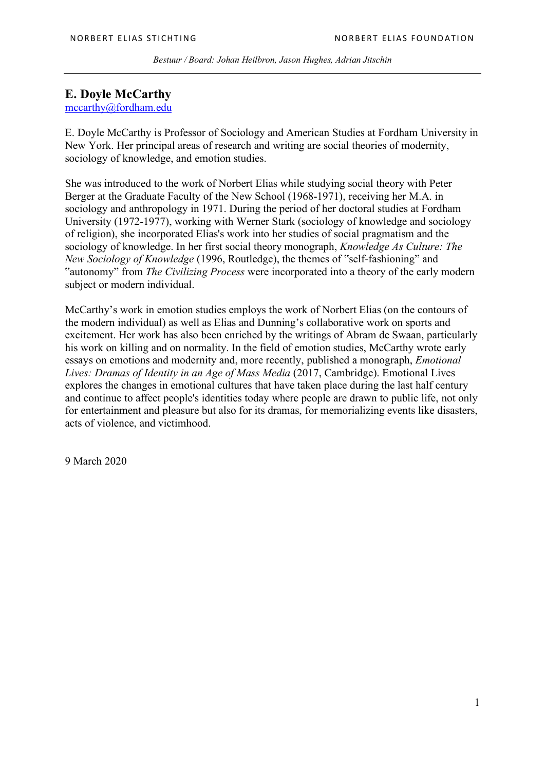NORBERT ELIAS STICHTING NORBERT ELIAS FOUNDATION

*Bestuur / Board: Johan Heilbron, Jason Hughes, Adrian Jitschin*

## E. Doyle McCarthy

mccarthy@fordham.edu

E. Doyle McCarthy is Professor of Sociology and American Studies at Fordham University in New York. Her principal areas of research and writing are social theories of modernity, sociology of knowledge, and emotion studies.

She was introduced to the work of Norbert Elias while studying social theory with Peter Berger at the Graduate Faculty of the New School (1968-1971), receiving her M.A. in sociology and anthropology in 1971. During the period of her doctoral studies at Fordham University (1972-1977), working with Werner Stark (sociology of knowledge and sociology of religion), she incorporated Elias's work into her studies of social pragmatism and the sociology of knowledge. In her first social theory monograph, *Knowledge As Culture: The New Sociology of Knowledge* (1996, Routledge), the themes of "self-fashioning" and "autonomy" from *The Civilizing Process* were incorporated into a theory of the early modern subject or modern individual.

McCarthy's work in emotion studies employs the work of Norbert Elias (on the contours of the modern individual) as well as Elias and Dunning's collaborative work on sports and excitement. Her work has also been enriched by the writings of Abram de Swaan, particularly his work on killing and on normality. In the field of emotion studies, McCarthy wrote early essays on emotions and modernity and, more recently, published a monograph, *Emotional Lives: Dramas of Identity in an Age of Mass Media* (2017, Cambridge). Emotional Lives explores the changes in emotional cultures that have taken place during the last half century and continue to affect people's identities today where people are drawn to public life, not only for entertainment and pleasure but also for its dramas, for memorializing events like disasters, acts of violence, and victimhood.

9 March 2020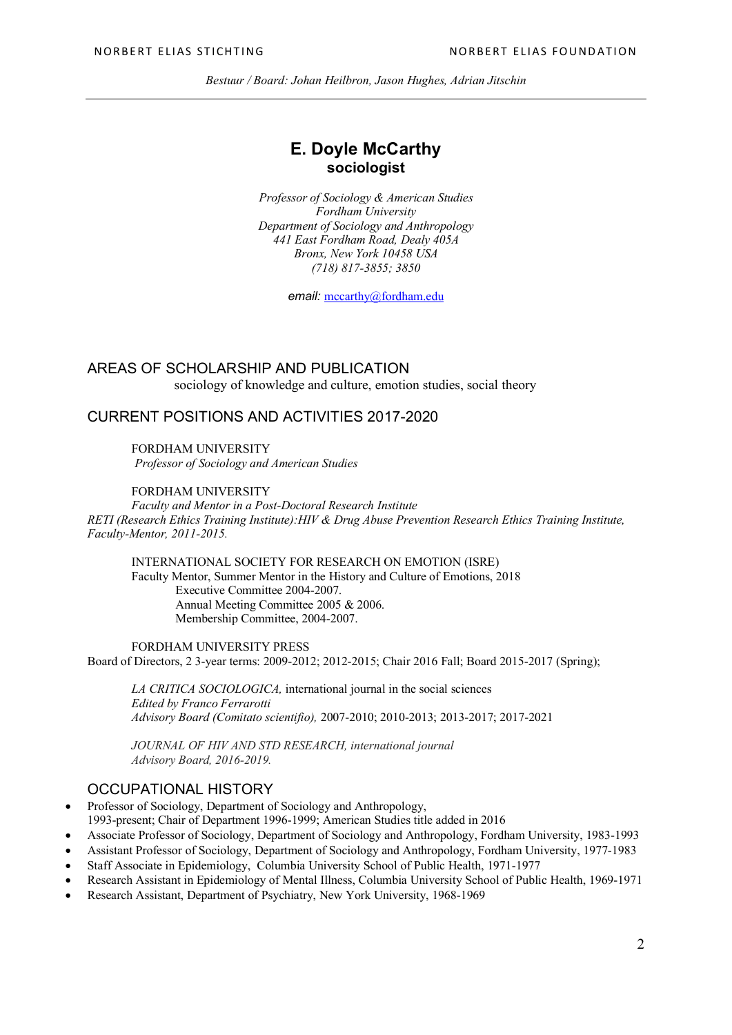# E. Doyle McCarthy
## sociologist

*Professor of Sociology & American Studies*
*Fordham University*
*Department of Sociology and Anthropology*
*441 East Fordham Road, Dealy 405A*
*Bronx, New York 10458 USA*
*(718) 817-3855; 3850*

*email:* mccarthy@fordham.edu

## AREAS OF SCHOLARSHIP AND PUBLICATION

sociology of knowledge and culture, emotion studies, social theory

## CURRENT POSITIONS AND ACTIVITIES 2017-2020

FORDHAM UNIVERSITY
*Professor of Sociology and American Studies*

FORDHAM UNIVERSITY
*Faculty and Mentor in a Post-Doctoral Research Institute*
*RETI (Research Ethics Training Institute):HIV & Drug Abuse Prevention Research Ethics Training Institute, Faculty-Mentor, 2011-2015.*

INTERNATIONAL SOCIETY FOR RESEARCH ON EMOTION (ISRE)
Faculty Mentor, Summer Mentor in the History and Culture of Emotions, 2018
Executive Committee 2004-2007.
Annual Meeting Committee 2005 & 2006.
Membership Committee, 2004-2007.

FORDHAM UNIVERSITY PRESS
Board of Directors, 2 3-year terms: 2009-2012; 2012-2015; Chair 2016 Fall; Board 2015-2017 (Spring);

*LA CRITICA SOCIOLOGICA,* international journal in the social sciences
*Edited by Franco Ferrarotti*
*Advisory Board (Comitato scientifio),* 2007-2010; 2010-2013; 2013-2017; 2017-2021

*JOURNAL OF HIV AND STD RESEARCH, international journal*
*Advisory Board, 2016-2019.*

## OCCUPATIONAL HISTORY

- Professor of Sociology, Department of Sociology and Anthropology, 1993-present; Chair of Department 1996-1999; American Studies title added in 2016
- Associate Professor of Sociology, Department of Sociology and Anthropology, Fordham University, 1983-1993
- Assistant Professor of Sociology, Department of Sociology and Anthropology, Fordham University, 1977-1983
- Staff Associate in Epidemiology, Columbia University School of Public Health, 1971-1977
- Research Assistant in Epidemiology of Mental Illness, Columbia University School of Public Health, 1969-1971
- Research Assistant, Department of Psychiatry, New York University, 1968-1969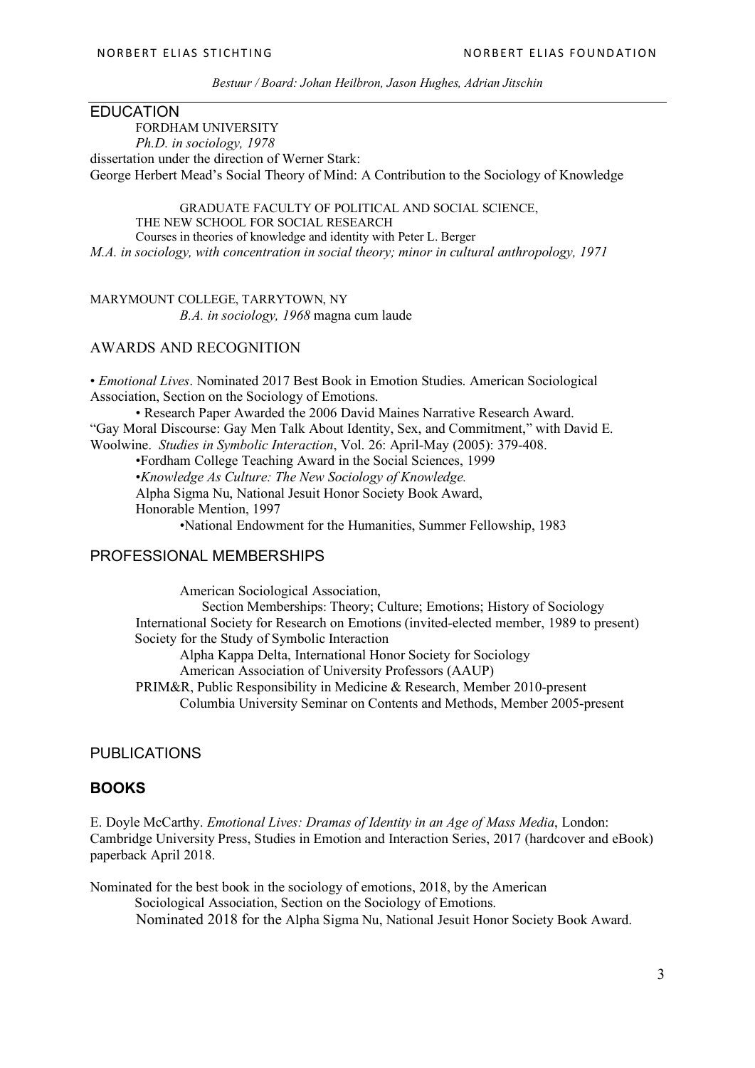## EDUCATION

FORDHAM UNIVERSITY
*Ph.D. in sociology, 1978*
dissertation under the direction of Werner Stark:
George Herbert Mead's Social Theory of Mind: A Contribution to the Sociology of Knowledge

GRADUATE FACULTY OF POLITICAL AND SOCIAL SCIENCE,
THE NEW SCHOOL FOR SOCIAL RESEARCH
Courses in theories of knowledge and identity with Peter L. Berger
*M.A. in sociology, with concentration in social theory; minor in cultural anthropology, 1971*

MARYMOUNT COLLEGE, TARRYTOWN, NY
*B.A. in sociology, 1968* magna cum laude

## AWARDS AND RECOGNITION

- *Emotional Lives*. Nominated 2017 Best Book in Emotion Studies. American Sociological Association, Section on the Sociology of Emotions.
- Research Paper Awarded the 2006 David Maines Narrative Research Award. "Gay Moral Discourse: Gay Men Talk About Identity, Sex, and Commitment," with David E. Woolwine. *Studies in Symbolic Interaction*, Vol. 26: April-May (2005): 379-408.
- Fordham College Teaching Award in the Social Sciences, 1999
- *Knowledge As Culture: The New Sociology of Knowledge.* Alpha Sigma Nu, National Jesuit Honor Society Book Award, Honorable Mention, 1997
- National Endowment for the Humanities, Summer Fellowship, 1983

## PROFESSIONAL MEMBERSHIPS

American Sociological Association,
Section Memberships: Theory; Culture; Emotions; History of Sociology
International Society for Research on Emotions (invited-elected member, 1989 to present)
Society for the Study of Symbolic Interaction
Alpha Kappa Delta, International Honor Society for Sociology
American Association of University Professors (AAUP)
PRIM&R, Public Responsibility in Medicine & Research, Member 2010-present
Columbia University Seminar on Contents and Methods, Member 2005-present

## PUBLICATIONS

### BOOKS

E. Doyle McCarthy. *Emotional Lives: Dramas of Identity in an Age of Mass Media*, London: Cambridge University Press, Studies in Emotion and Interaction Series, 2017 (hardcover and eBook) paperback April 2018.

Nominated for the best book in the sociology of emotions, 2018, by the American Sociological Association, Section on the Sociology of Emotions.
Nominated 2018 for the Alpha Sigma Nu, National Jesuit Honor Society Book Award.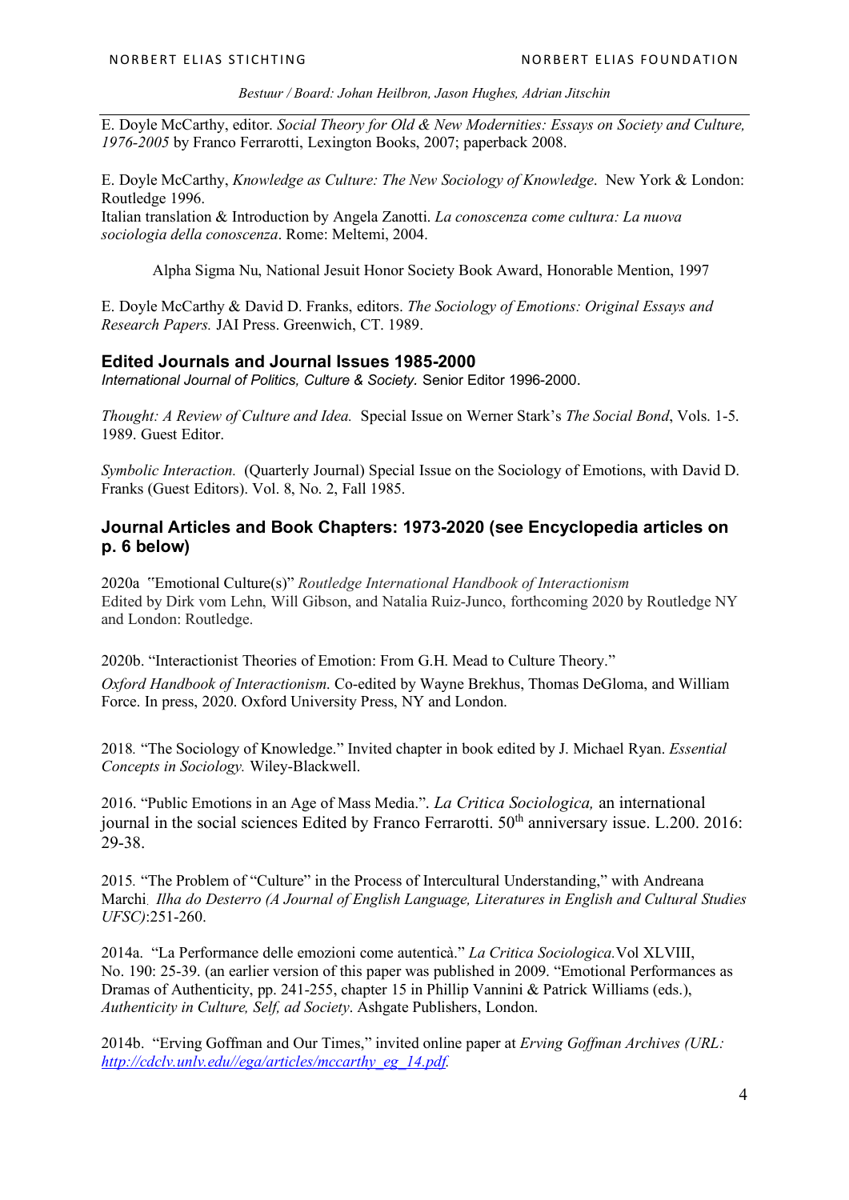E. Doyle McCarthy, editor. *Social Theory for Old & New Modernities: Essays on Society and Culture, 1976-2005* by Franco Ferrarotti, Lexington Books, 2007; paperback 2008.

E. Doyle McCarthy, *Knowledge as Culture: The New Sociology of Knowledge*. New York & London: Routledge 1996.
Italian translation & Introduction by Angela Zanotti. *La conoscenza come cultura: La nuova sociologia della conoscenza*. Rome: Meltemi, 2004.

Alpha Sigma Nu, National Jesuit Honor Society Book Award, Honorable Mention, 1997

E. Doyle McCarthy & David D. Franks, editors. *The Sociology of Emotions: Original Essays and Research Papers.* JAI Press. Greenwich, CT. 1989.

## Edited Journals and Journal Issues 1985-2000

*International Journal of Politics, Culture & Society.* Senior Editor 1996-2000.

*Thought: A Review of Culture and Idea.* Special Issue on Werner Stark's *The Social Bond*, Vols. 1-5. 1989. Guest Editor.

*Symbolic Interaction.* (Quarterly Journal) Special Issue on the Sociology of Emotions, with David D. Franks (Guest Editors). Vol. 8, No. 2, Fall 1985.

## Journal Articles and Book Chapters: 1973-2020 (see Encyclopedia articles on p. 6 below)

2020a "Emotional Culture(s)" *Routledge International Handbook of Interactionism* Edited by Dirk vom Lehn, Will Gibson, and Natalia Ruiz-Junco, forthcoming 2020 by Routledge NY and London: Routledge.

2020b. "Interactionist Theories of Emotion: From G.H. Mead to Culture Theory."
*Oxford Handbook of Interactionism*. Co-edited by Wayne Brekhus, Thomas DeGloma, and William Force. In press, 2020. Oxford University Press, NY and London.

2018. "The Sociology of Knowledge." Invited chapter in book edited by J. Michael Ryan. *Essential Concepts in Sociology.* Wiley-Blackwell.

2016. "Public Emotions in an Age of Mass Media.". *La Critica Sociologica,* an international journal in the social sciences Edited by Franco Ferrarotti. 50th anniversary issue. L.200. 2016: 29-38.

2015. "The Problem of "Culture" in the Process of Intercultural Understanding," with Andreana Marchi. *Ilha do Desterro (A Journal of English Language, Literatures in English and Cultural Studies UFSC)*:251-260.

2014a. "La Performance delle emozioni come autenticà." *La Critica Sociologica.* Vol XLVIII, No. 190: 25-39. (an earlier version of this paper was published in 2009. "Emotional Performances as Dramas of Authenticity, pp. 241-255, chapter 15 in Phillip Vannini & Patrick Williams (eds.), *Authenticity in Culture, Self, ad Society*. Ashgate Publishers, London.

2014b. "Erving Goffman and Our Times," invited online paper at *Erving Goffman Archives (URL: http://cdclv.unlv.edu//ega/articles/mccarthy_eg_14.pdf.*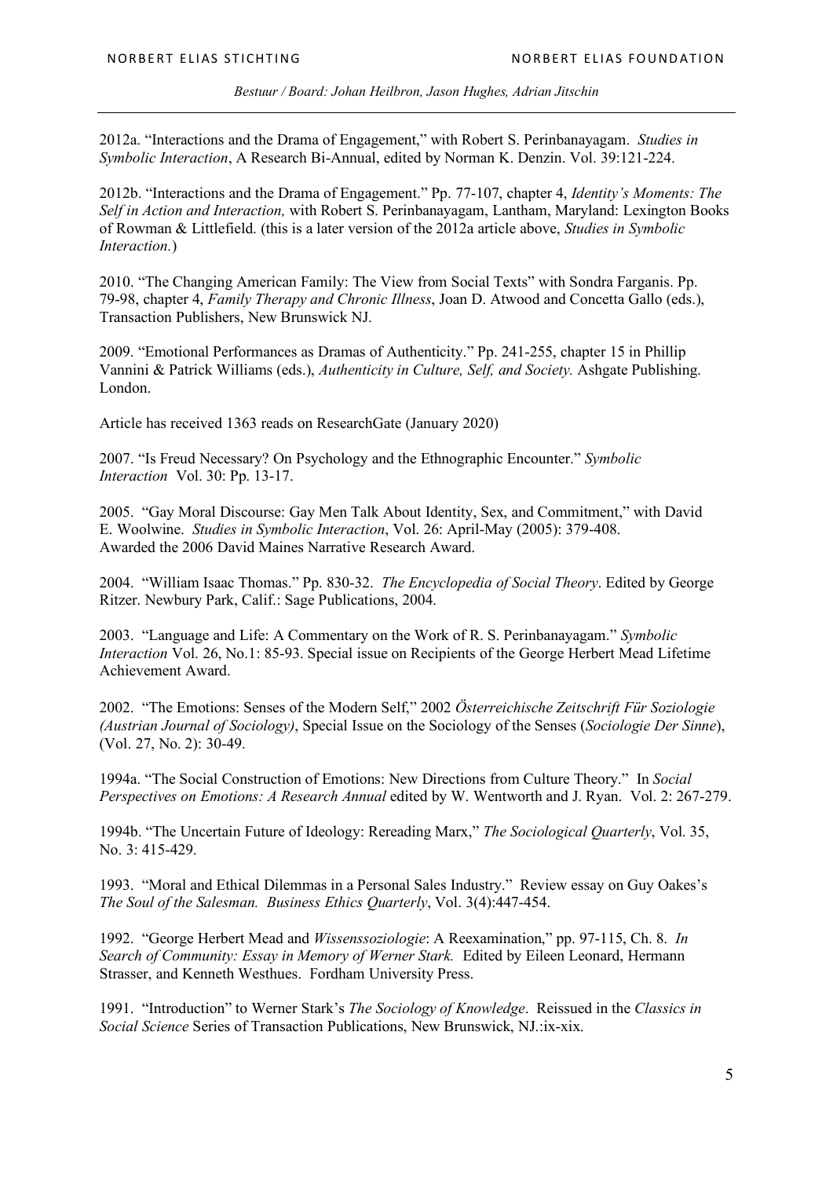2012a. “Interactions and the Drama of Engagement,” with Robert S. Perinbanayagam. *Studies in Symbolic Interaction*, A Research Bi-Annual, edited by Norman K. Denzin. Vol. 39:121-224.

2012b. “Interactions and the Drama of Engagement.” Pp. 77-107, chapter 4, *Identity's Moments: The Self in Action and Interaction,* with Robert S. Perinbanayagam, Lantham, Maryland: Lexington Books of Rowman & Littlefield. (this is a later version of the 2012a article above, *Studies in Symbolic Interaction.*)

2010. “The Changing American Family: The View from Social Texts” with Sondra Farganis. Pp. 79-98, chapter 4, *Family Therapy and Chronic Illness*, Joan D. Atwood and Concetta Gallo (eds.), Transaction Publishers, New Brunswick NJ.

2009. “Emotional Performances as Dramas of Authenticity.” Pp. 241-255, chapter 15 in Phillip Vannini & Patrick Williams (eds.), *Authenticity in Culture, Self, and Society.* Ashgate Publishing. London.

Article has received 1363 reads on ResearchGate (January 2020)

2007. “Is Freud Necessary? On Psychology and the Ethnographic Encounter.” *Symbolic Interaction* Vol. 30: Pp. 13-17.

2005. “Gay Moral Discourse: Gay Men Talk About Identity, Sex, and Commitment,” with David E. Woolwine. *Studies in Symbolic Interaction*, Vol. 26: April-May (2005): 379-408. Awarded the 2006 David Maines Narrative Research Award.

2004. “William Isaac Thomas.” Pp. 830-32. *The Encyclopedia of Social Theory*. Edited by George Ritzer. Newbury Park, Calif.: Sage Publications, 2004.

2003. “Language and Life: A Commentary on the Work of R. S. Perinbanayagam.” *Symbolic Interaction* Vol. 26, No.1: 85-93. Special issue on Recipients of the George Herbert Mead Lifetime Achievement Award.

2002. “The Emotions: Senses of the Modern Self,” 2002 *Österreichische Zeitschrift Für Soziologie (Austrian Journal of Sociology)*, Special Issue on the Sociology of the Senses (*Sociologie Der Sinne*), (Vol. 27, No. 2): 30-49.

1994a. “The Social Construction of Emotions: New Directions from Culture Theory.” In *Social Perspectives on Emotions: A Research Annual* edited by W. Wentworth and J. Ryan. Vol. 2: 267-279.

1994b. “The Uncertain Future of Ideology: Rereading Marx,” *The Sociological Quarterly*, Vol. 35, No. 3: 415-429.

1993. “Moral and Ethical Dilemmas in a Personal Sales Industry.” Review essay on Guy Oakes's *The Soul of the Salesman. Business Ethics Quarterly*, Vol. 3(4):447-454.

1992. “George Herbert Mead and *Wissenssoziologie*: A Reexamination,” pp. 97-115, Ch. 8. *In Search of Community: Essay in Memory of Werner Stark.* Edited by Eileen Leonard, Hermann Strasser, and Kenneth Westhues. Fordham University Press.

1991. “Introduction” to Werner Stark's *The Sociology of Knowledge*. Reissued in the *Classics in Social Science* Series of Transaction Publications, New Brunswick, NJ.:ix-xix.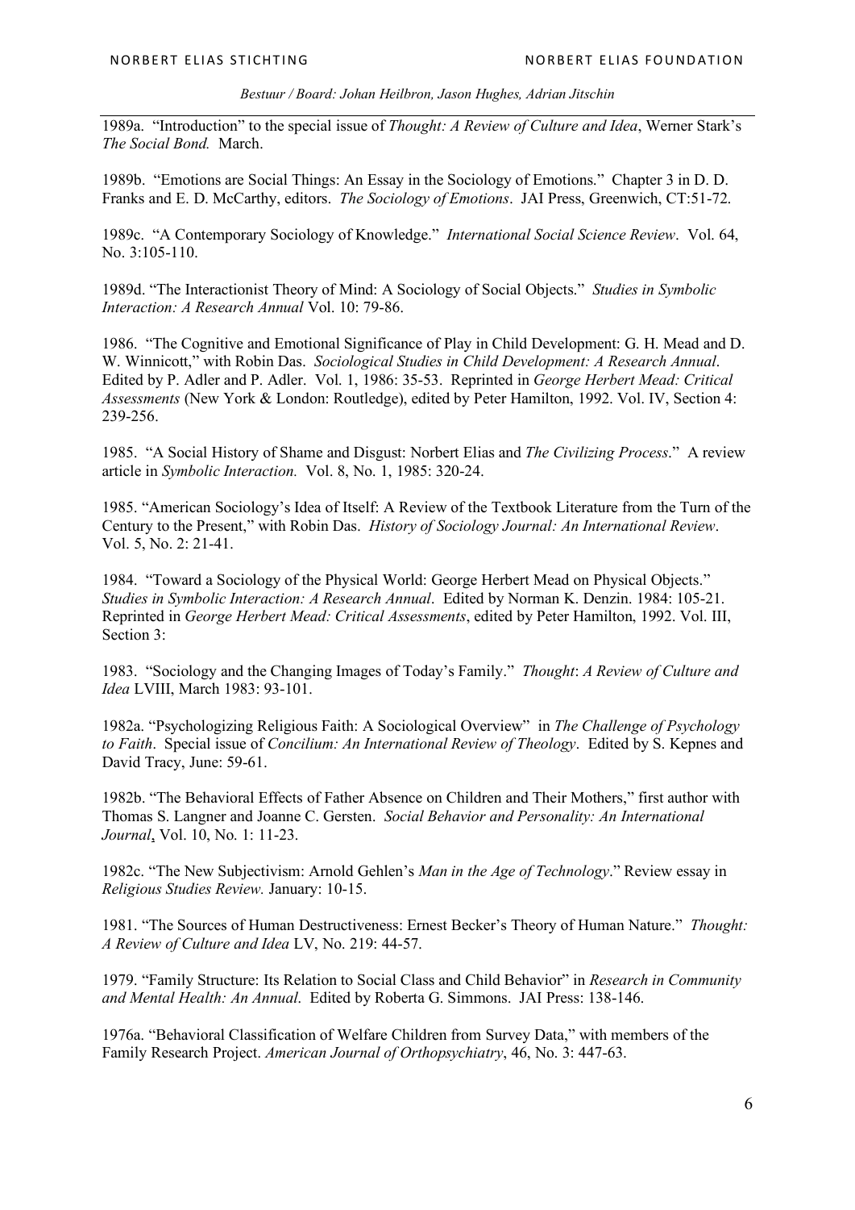1989a. "Introduction" to the special issue of *Thought: A Review of Culture and Idea*, Werner Stark's *The Social Bond.* March.

1989b. "Emotions are Social Things: An Essay in the Sociology of Emotions." Chapter 3 in D. D. Franks and E. D. McCarthy, editors. *The Sociology of Emotions*. JAI Press, Greenwich, CT:51-72.

1989c. "A Contemporary Sociology of Knowledge." *International Social Science Review*. Vol. 64, No. 3:105-110.

1989d. "The Interactionist Theory of Mind: A Sociology of Social Objects." *Studies in Symbolic Interaction: A Research Annual* Vol. 10: 79-86.

1986. "The Cognitive and Emotional Significance of Play in Child Development: G. H. Mead and D. W. Winnicott," with Robin Das. *Sociological Studies in Child Development: A Research Annual*. Edited by P. Adler and P. Adler. Vol. 1, 1986: 35-53. Reprinted in *George Herbert Mead: Critical Assessments* (New York & London: Routledge), edited by Peter Hamilton, 1992. Vol. IV, Section 4: 239-256.

1985. "A Social History of Shame and Disgust: Norbert Elias and *The Civilizing Process*." A review article in *Symbolic Interaction.* Vol. 8, No. 1, 1985: 320-24.

1985. "American Sociology's Idea of Itself: A Review of the Textbook Literature from the Turn of the Century to the Present," with Robin Das. *History of Sociology Journal: An International Review*. Vol. 5, No. 2: 21-41.

1984. "Toward a Sociology of the Physical World: George Herbert Mead on Physical Objects." *Studies in Symbolic Interaction: A Research Annual*. Edited by Norman K. Denzin. 1984: 105-21. Reprinted in *George Herbert Mead: Critical Assessments*, edited by Peter Hamilton, 1992. Vol. III, Section 3:

1983. "Sociology and the Changing Images of Today's Family." *Thought*: *A Review of Culture and Idea* LVIII, March 1983: 93-101.

1982a. "Psychologizing Religious Faith: A Sociological Overview" in *The Challenge of Psychology to Faith*. Special issue of *Concilium: An International Review of Theology*. Edited by S. Kepnes and David Tracy, June: 59-61.

1982b. "The Behavioral Effects of Father Absence on Children and Their Mothers," first author with Thomas S. Langner and Joanne C. Gersten. *Social Behavior and Personality: An International Journal*, Vol. 10, No. 1: 11-23.

1982c. "The New Subjectivism: Arnold Gehlen's *Man in the Age of Technology*." Review essay in *Religious Studies Review.* January: 10-15.

1981. "The Sources of Human Destructiveness: Ernest Becker's Theory of Human Nature." *Thought: A Review of Culture and Idea* LV, No. 219: 44-57.

1979. "Family Structure: Its Relation to Social Class and Child Behavior" in *Research in Community and Mental Health: An Annual*. Edited by Roberta G. Simmons. JAI Press: 138-146.

1976a. "Behavioral Classification of Welfare Children from Survey Data," with members of the Family Research Project. *American Journal of Orthopsychiatry*, 46, No. 3: 447-63.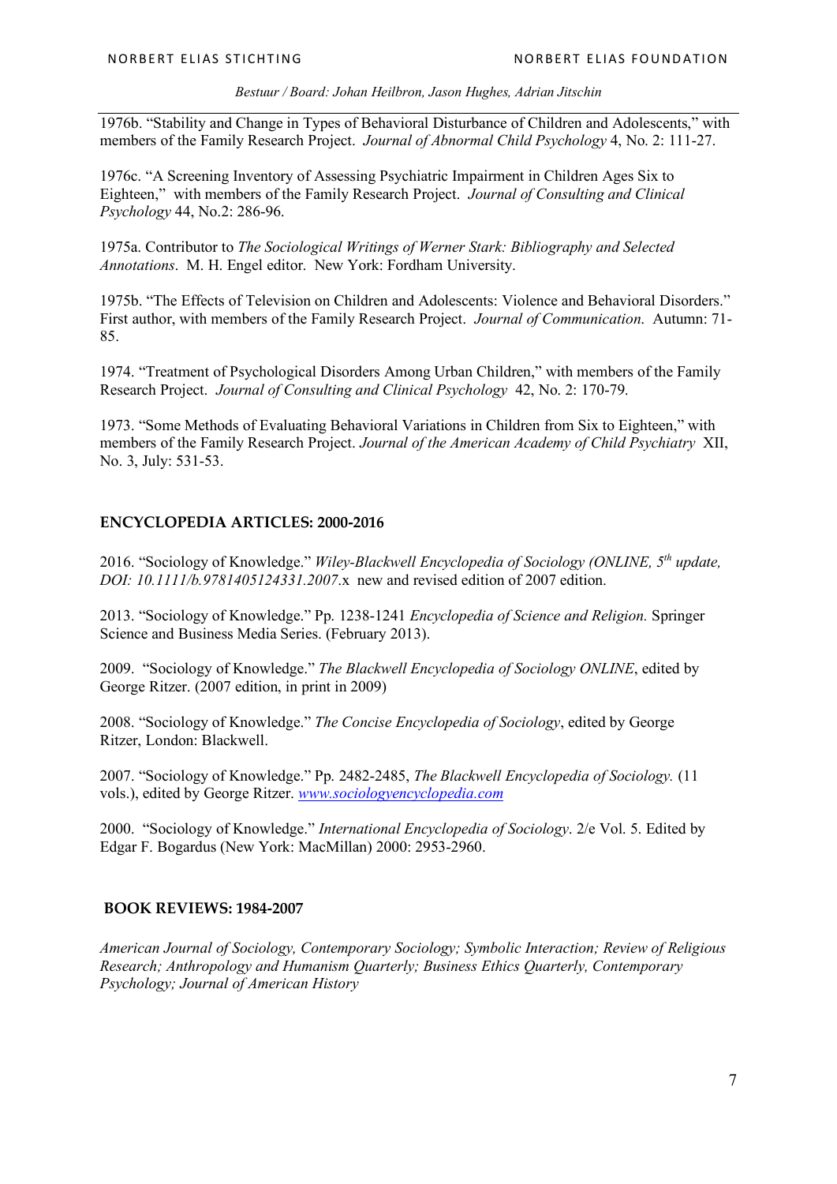1976b. "Stability and Change in Types of Behavioral Disturbance of Children and Adolescents," with members of the Family Research Project. *Journal of Abnormal Child Psychology* 4, No. 2: 111-27.

1976c. "A Screening Inventory of Assessing Psychiatric Impairment in Children Ages Six to Eighteen," with members of the Family Research Project. *Journal of Consulting and Clinical Psychology* 44, No.2: 286-96.

1975a. Contributor to *The Sociological Writings of Werner Stark: Bibliography and Selected Annotations*. M. H. Engel editor. New York: Fordham University.

1975b. "The Effects of Television on Children and Adolescents: Violence and Behavioral Disorders." First author, with members of the Family Research Project. *Journal of Communication*. Autumn: 71-85.

1974. "Treatment of Psychological Disorders Among Urban Children," with members of the Family Research Project. *Journal of Consulting and Clinical Psychology* 42, No. 2: 170-79.

1973. "Some Methods of Evaluating Behavioral Variations in Children from Six to Eighteen," with members of the Family Research Project. *Journal of the American Academy of Child Psychiatry* XII, No. 3, July: 531-53.

## ENCYCLOPEDIA ARTICLES: 2000-2016

2016. "Sociology of Knowledge." *Wiley-Blackwell Encyclopedia of Sociology (ONLINE, 5th update, DOI: 10.1111/b.9781405124331.2007*.x new and revised edition of 2007 edition.

2013. "Sociology of Knowledge." Pp. 1238-1241 *Encyclopedia of Science and Religion.* Springer Science and Business Media Series. (February 2013).

2009. "Sociology of Knowledge." *The Blackwell Encyclopedia of Sociology ONLINE*, edited by George Ritzer. (2007 edition, in print in 2009)

2008. "Sociology of Knowledge." *The Concise Encyclopedia of Sociology*, edited by George Ritzer, London: Blackwell.

2007. "Sociology of Knowledge." Pp. 2482-2485, *The Blackwell Encyclopedia of Sociology.* (11 vols.), edited by George Ritzer. [www.sociologyencyclopedia.com](http://www.sociologyencyclopedia.com)

2000. "Sociology of Knowledge." *International Encyclopedia of Sociology*. 2/e Vol. 5. Edited by Edgar F. Bogardus (New York: MacMillan) 2000: 2953-2960.

## BOOK REVIEWS: 1984-2007

*American Journal of Sociology, Contemporary Sociology; Symbolic Interaction; Review of Religious Research; Anthropology and Humanism Quarterly; Business Ethics Quarterly, Contemporary Psychology; Journal of American History*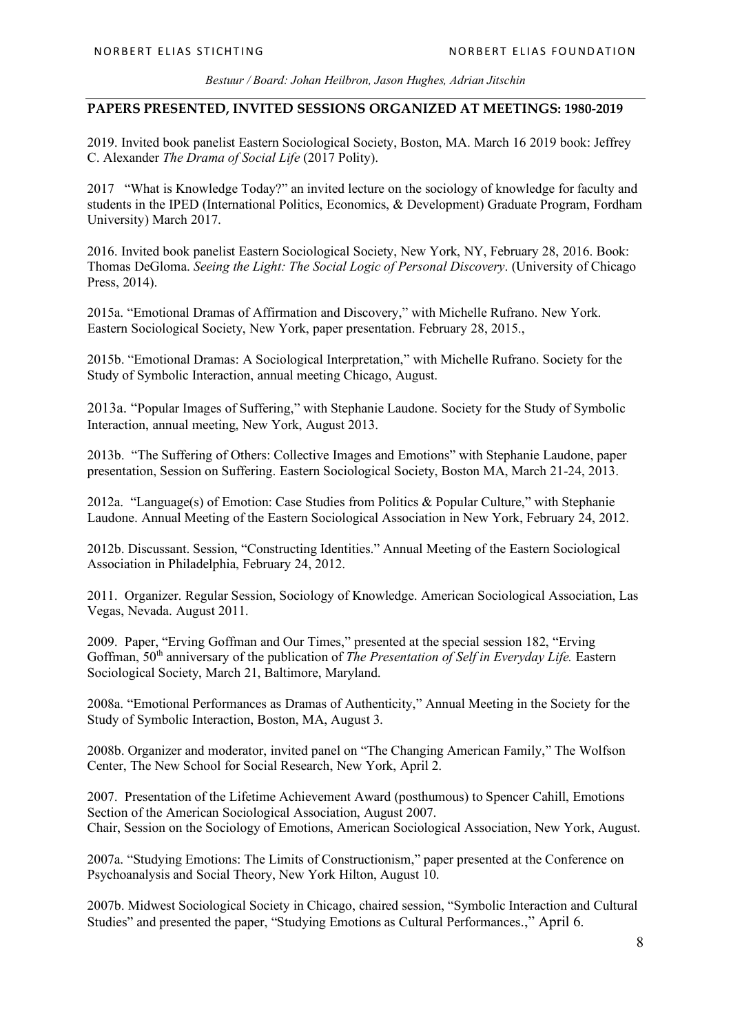## PAPERS PRESENTED, INVITED SESSIONS ORGANIZED AT MEETINGS: 1980-2019

2019. Invited book panelist Eastern Sociological Society, Boston, MA. March 16 2019 book: Jeffrey C. Alexander *The Drama of Social Life* (2017 Polity).

2017 "What is Knowledge Today?" an invited lecture on the sociology of knowledge for faculty and students in the IPED (International Politics, Economics, & Development) Graduate Program, Fordham University) March 2017.

2016. Invited book panelist Eastern Sociological Society, New York, NY, February 28, 2016. Book: Thomas DeGloma. *Seeing the Light: The Social Logic of Personal Discovery*. (University of Chicago Press, 2014).

2015a. "Emotional Dramas of Affirmation and Discovery," with Michelle Rufrano. New York. Eastern Sociological Society, New York, paper presentation. February 28, 2015.,

2015b. "Emotional Dramas: A Sociological Interpretation," with Michelle Rufrano. Society for the Study of Symbolic Interaction, annual meeting Chicago, August.

2013a. "Popular Images of Suffering," with Stephanie Laudone. Society for the Study of Symbolic Interaction, annual meeting, New York, August 2013.

2013b. "The Suffering of Others: Collective Images and Emotions" with Stephanie Laudone, paper presentation, Session on Suffering. Eastern Sociological Society, Boston MA, March 21-24, 2013.

2012a. "Language(s) of Emotion: Case Studies from Politics & Popular Culture," with Stephanie Laudone. Annual Meeting of the Eastern Sociological Association in New York, February 24, 2012.

2012b. Discussant. Session, "Constructing Identities." Annual Meeting of the Eastern Sociological Association in Philadelphia, February 24, 2012.

2011. Organizer. Regular Session, Sociology of Knowledge. American Sociological Association, Las Vegas, Nevada. August 2011.

2009. Paper, "Erving Goffman and Our Times," presented at the special session 182, "Erving Goffman, 50th anniversary of the publication of *The Presentation of Self in Everyday Life.* Eastern Sociological Society, March 21, Baltimore, Maryland.

2008a. "Emotional Performances as Dramas of Authenticity," Annual Meeting in the Society for the Study of Symbolic Interaction, Boston, MA, August 3.

2008b. Organizer and moderator, invited panel on "The Changing American Family," The Wolfson Center, The New School for Social Research, New York, April 2.

2007. Presentation of the Lifetime Achievement Award (posthumous) to Spencer Cahill, Emotions Section of the American Sociological Association, August 2007.
Chair, Session on the Sociology of Emotions, American Sociological Association, New York, August.

2007a. "Studying Emotions: The Limits of Constructionism," paper presented at the Conference on Psychoanalysis and Social Theory, New York Hilton, August 10.

2007b. Midwest Sociological Society in Chicago, chaired session, "Symbolic Interaction and Cultural Studies" and presented the paper, "Studying Emotions as Cultural Performances.," April 6.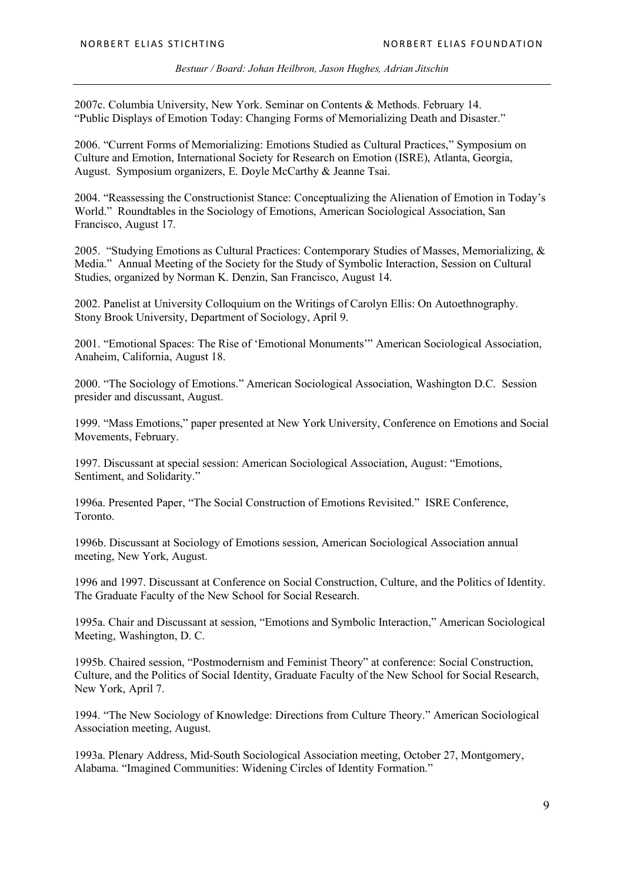2007c. Columbia University, New York. Seminar on Contents & Methods. February 14. "Public Displays of Emotion Today: Changing Forms of Memorializing Death and Disaster."

2006. "Current Forms of Memorializing: Emotions Studied as Cultural Practices," Symposium on Culture and Emotion, International Society for Research on Emotion (ISRE), Atlanta, Georgia, August. Symposium organizers, E. Doyle McCarthy & Jeanne Tsai.

2004. "Reassessing the Constructionist Stance: Conceptualizing the Alienation of Emotion in Today's World." Roundtables in the Sociology of Emotions, American Sociological Association, San Francisco, August 17.

2005. "Studying Emotions as Cultural Practices: Contemporary Studies of Masses, Memorializing, & Media." Annual Meeting of the Society for the Study of Symbolic Interaction, Session on Cultural Studies, organized by Norman K. Denzin, San Francisco, August 14.

2002. Panelist at University Colloquium on the Writings of Carolyn Ellis: On Autoethnography. Stony Brook University, Department of Sociology, April 9.

2001. "Emotional Spaces: The Rise of 'Emotional Monuments'" American Sociological Association, Anaheim, California, August 18.

2000. "The Sociology of Emotions." American Sociological Association, Washington D.C. Session presider and discussant, August.

1999. "Mass Emotions," paper presented at New York University, Conference on Emotions and Social Movements, February.

1997. Discussant at special session: American Sociological Association, August: "Emotions, Sentiment, and Solidarity."

1996a. Presented Paper, "The Social Construction of Emotions Revisited." ISRE Conference, Toronto.

1996b. Discussant at Sociology of Emotions session, American Sociological Association annual meeting, New York, August.

1996 and 1997. Discussant at Conference on Social Construction, Culture, and the Politics of Identity. The Graduate Faculty of the New School for Social Research.

1995a. Chair and Discussant at session, "Emotions and Symbolic Interaction," American Sociological Meeting, Washington, D. C.

1995b. Chaired session, "Postmodernism and Feminist Theory" at conference: Social Construction, Culture, and the Politics of Social Identity, Graduate Faculty of the New School for Social Research, New York, April 7.

1994. "The New Sociology of Knowledge: Directions from Culture Theory." American Sociological Association meeting, August.

1993a. Plenary Address, Mid-South Sociological Association meeting, October 27, Montgomery, Alabama. "Imagined Communities: Widening Circles of Identity Formation."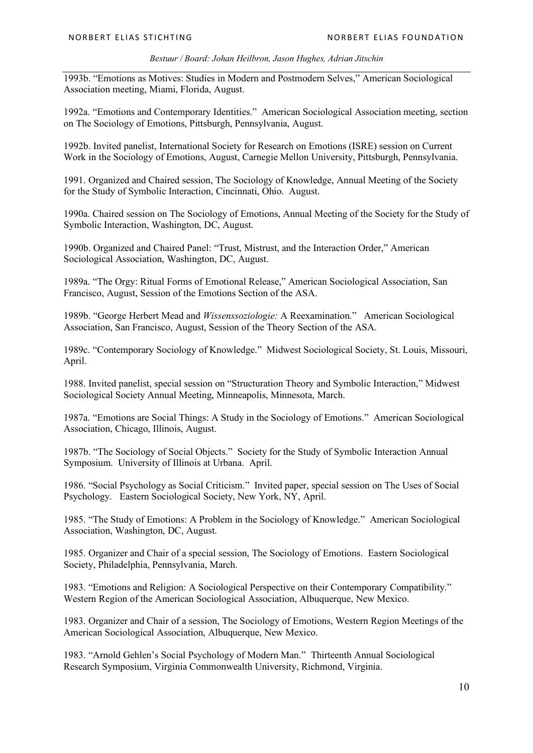1993b. "Emotions as Motives: Studies in Modern and Postmodern Selves," American Sociological Association meeting, Miami, Florida, August.

1992a. "Emotions and Contemporary Identities." American Sociological Association meeting, section on The Sociology of Emotions, Pittsburgh, Pennsylvania, August.

1992b. Invited panelist, International Society for Research on Emotions (ISRE) session on Current Work in the Sociology of Emotions, August, Carnegie Mellon University, Pittsburgh, Pennsylvania.

1991. Organized and Chaired session, The Sociology of Knowledge, Annual Meeting of the Society for the Study of Symbolic Interaction, Cincinnati, Ohio. August.

1990a. Chaired session on The Sociology of Emotions, Annual Meeting of the Society for the Study of Symbolic Interaction, Washington, DC, August.

1990b. Organized and Chaired Panel: "Trust, Mistrust, and the Interaction Order," American Sociological Association, Washington, DC, August.

1989a. "The Orgy: Ritual Forms of Emotional Release," American Sociological Association, San Francisco, August, Session of the Emotions Section of the ASA.

1989b. "George Herbert Mead and *Wissenssoziologie:* A Reexamination." American Sociological Association, San Francisco, August, Session of the Theory Section of the ASA.

1989c. "Contemporary Sociology of Knowledge." Midwest Sociological Society, St. Louis, Missouri, April.

1988. Invited panelist, special session on "Structuration Theory and Symbolic Interaction," Midwest Sociological Society Annual Meeting, Minneapolis, Minnesota, March.

1987a. "Emotions are Social Things: A Study in the Sociology of Emotions." American Sociological Association, Chicago, Illinois, August.

1987b. "The Sociology of Social Objects." Society for the Study of Symbolic Interaction Annual Symposium. University of Illinois at Urbana. April.

1986. "Social Psychology as Social Criticism." Invited paper, special session on The Uses of Social Psychology. Eastern Sociological Society, New York, NY, April.

1985. "The Study of Emotions: A Problem in the Sociology of Knowledge." American Sociological Association, Washington, DC, August.

1985. Organizer and Chair of a special session, The Sociology of Emotions. Eastern Sociological Society, Philadelphia, Pennsylvania, March.

1983. "Emotions and Religion: A Sociological Perspective on their Contemporary Compatibility." Western Region of the American Sociological Association, Albuquerque, New Mexico.

1983. Organizer and Chair of a session, The Sociology of Emotions, Western Region Meetings of the American Sociological Association, Albuquerque, New Mexico.

1983. "Arnold Gehlen's Social Psychology of Modern Man." Thirteenth Annual Sociological Research Symposium, Virginia Commonwealth University, Richmond, Virginia.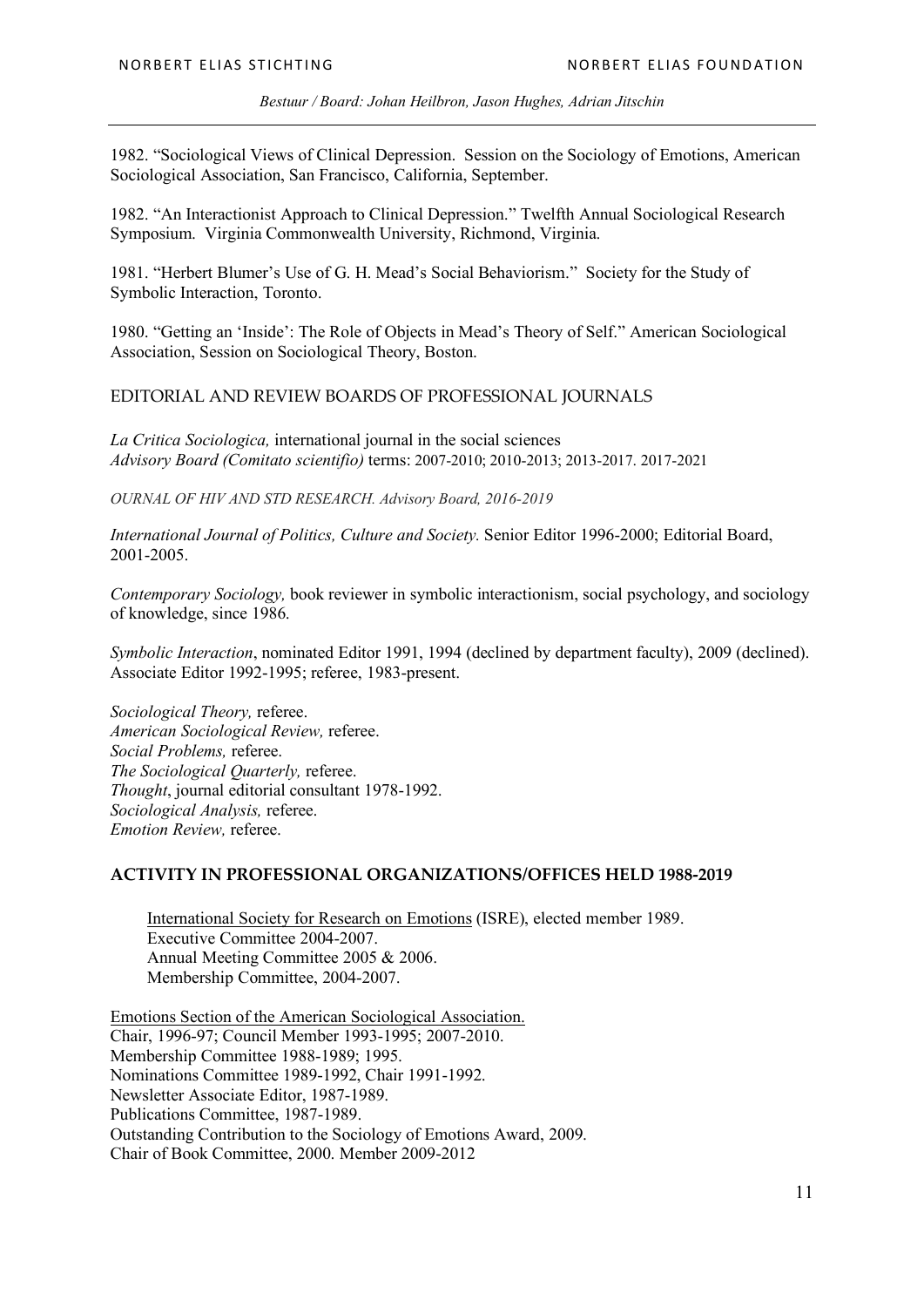1982. "Sociological Views of Clinical Depression. Session on the Sociology of Emotions, American Sociological Association, San Francisco, California, September.

1982. "An Interactionist Approach to Clinical Depression." Twelfth Annual Sociological Research Symposium. Virginia Commonwealth University, Richmond, Virginia.

1981. "Herbert Blumer's Use of G. H. Mead's Social Behaviorism." Society for the Study of Symbolic Interaction, Toronto.

1980. "Getting an 'Inside': The Role of Objects in Mead's Theory of Self." American Sociological Association, Session on Sociological Theory, Boston.

EDITORIAL AND REVIEW BOARDS OF PROFESSIONAL JOURNALS

*La Critica Sociologica,* international journal in the social sciences
*Advisory Board (Comitato scientifio)* terms: 2007-2010; 2010-2013; 2013-2017. 2017-2021

*OURNAL OF HIV AND STD RESEARCH. Advisory Board, 2016-2019*

*International Journal of Politics, Culture and Society.* Senior Editor 1996-2000; Editorial Board, 2001-2005.

*Contemporary Sociology,* book reviewer in symbolic interactionism, social psychology, and sociology of knowledge, since 1986.

*Symbolic Interaction*, nominated Editor 1991, 1994 (declined by department faculty), 2009 (declined). Associate Editor 1992-1995; referee, 1983-present.

*Sociological Theory,* referee.
*American Sociological Review,* referee.
*Social Problems,* referee.
*The Sociological Quarterly,* referee.
*Thought*, journal editorial consultant 1978-1992.
*Sociological Analysis,* referee.
*Emotion Review,* referee.

**ACTIVITY IN PROFESSIONAL ORGANIZATIONS/OFFICES HELD 1988-2019**

International Society for Research on Emotions (ISRE), elected member 1989.
Executive Committee 2004-2007.
Annual Meeting Committee 2005 & 2006.
Membership Committee, 2004-2007.

Emotions Section of the American Sociological Association.
Chair, 1996-97; Council Member 1993-1995; 2007-2010.
Membership Committee 1988-1989; 1995.
Nominations Committee 1989-1992, Chair 1991-1992.
Newsletter Associate Editor, 1987-1989.
Publications Committee, 1987-1989.
Outstanding Contribution to the Sociology of Emotions Award, 2009.
Chair of Book Committee, 2000. Member 2009-2012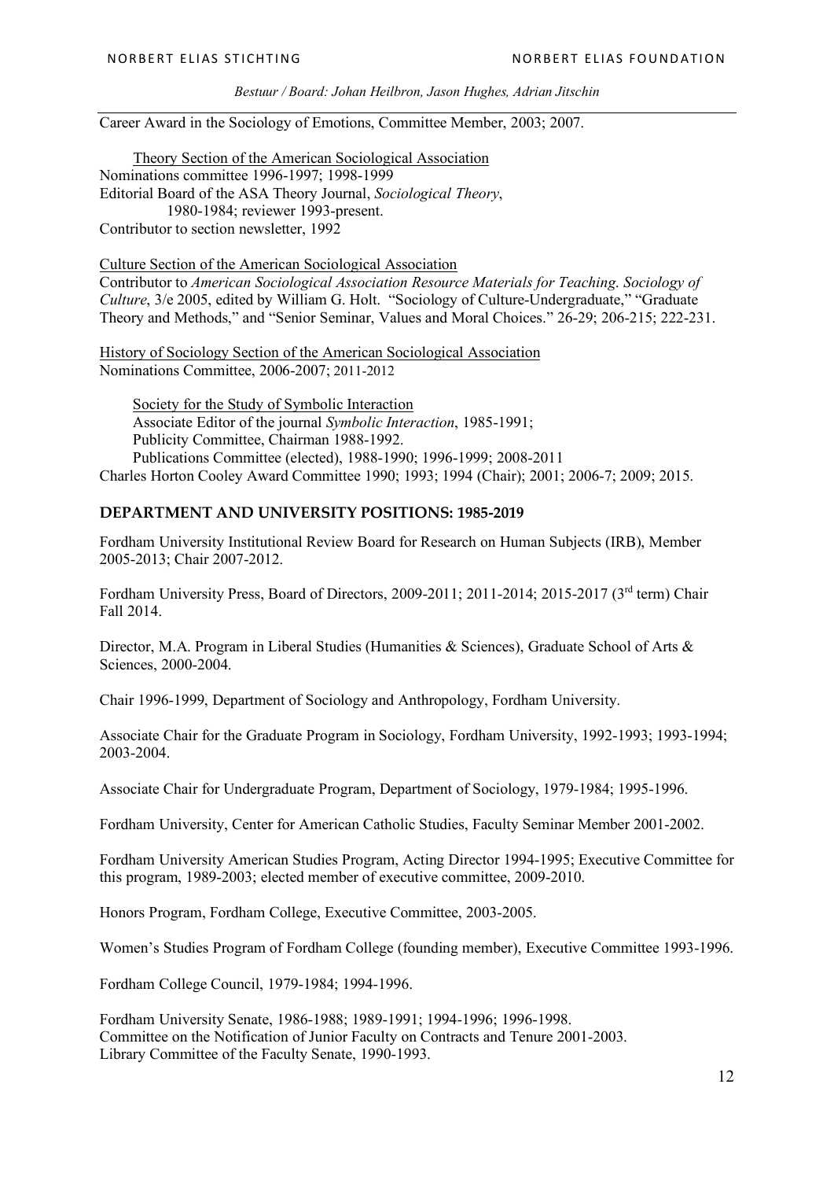Career Award in the Sociology of Emotions, Committee Member, 2003; 2007.

Theory Section of the American Sociological Association
Nominations committee 1996-1997; 1998-1999
Editorial Board of the ASA Theory Journal, *Sociological Theory*, 1980-1984; reviewer 1993-present.
Contributor to section newsletter, 1992

Culture Section of the American Sociological Association
Contributor to *American Sociological Association Resource Materials for Teaching. Sociology of Culture*, 3/e 2005, edited by William G. Holt. "Sociology of Culture-Undergraduate," "Graduate Theory and Methods," and "Senior Seminar, Values and Moral Choices." 26-29; 206-215; 222-231.

History of Sociology Section of the American Sociological Association
Nominations Committee, 2006-2007; 2011-2012

Society for the Study of Symbolic Interaction
Associate Editor of the journal *Symbolic Interaction*, 1985-1991;
Publicity Committee, Chairman 1988-1992.
Publications Committee (elected), 1988-1990; 1996-1999; 2008-2011
Charles Horton Cooley Award Committee 1990; 1993; 1994 (Chair); 2001; 2006-7; 2009; 2015.

## DEPARTMENT AND UNIVERSITY POSITIONS: 1985-2019

Fordham University Institutional Review Board for Research on Human Subjects (IRB), Member 2005-2013; Chair 2007-2012.

Fordham University Press, Board of Directors, 2009-2011; 2011-2014; 2015-2017 (3rd term) Chair Fall 2014.

Director, M.A. Program in Liberal Studies (Humanities & Sciences), Graduate School of Arts & Sciences, 2000-2004.

Chair 1996-1999, Department of Sociology and Anthropology, Fordham University.

Associate Chair for the Graduate Program in Sociology, Fordham University, 1992-1993; 1993-1994; 2003-2004.

Associate Chair for Undergraduate Program, Department of Sociology, 1979-1984; 1995-1996.

Fordham University, Center for American Catholic Studies, Faculty Seminar Member 2001-2002.

Fordham University American Studies Program, Acting Director 1994-1995; Executive Committee for this program, 1989-2003; elected member of executive committee, 2009-2010.

Honors Program, Fordham College, Executive Committee, 2003-2005.

Women's Studies Program of Fordham College (founding member), Executive Committee 1993-1996.

Fordham College Council, 1979-1984; 1994-1996.

Fordham University Senate, 1986-1988; 1989-1991; 1994-1996; 1996-1998.
Committee on the Notification of Junior Faculty on Contracts and Tenure 2001-2003.
Library Committee of the Faculty Senate, 1990-1993.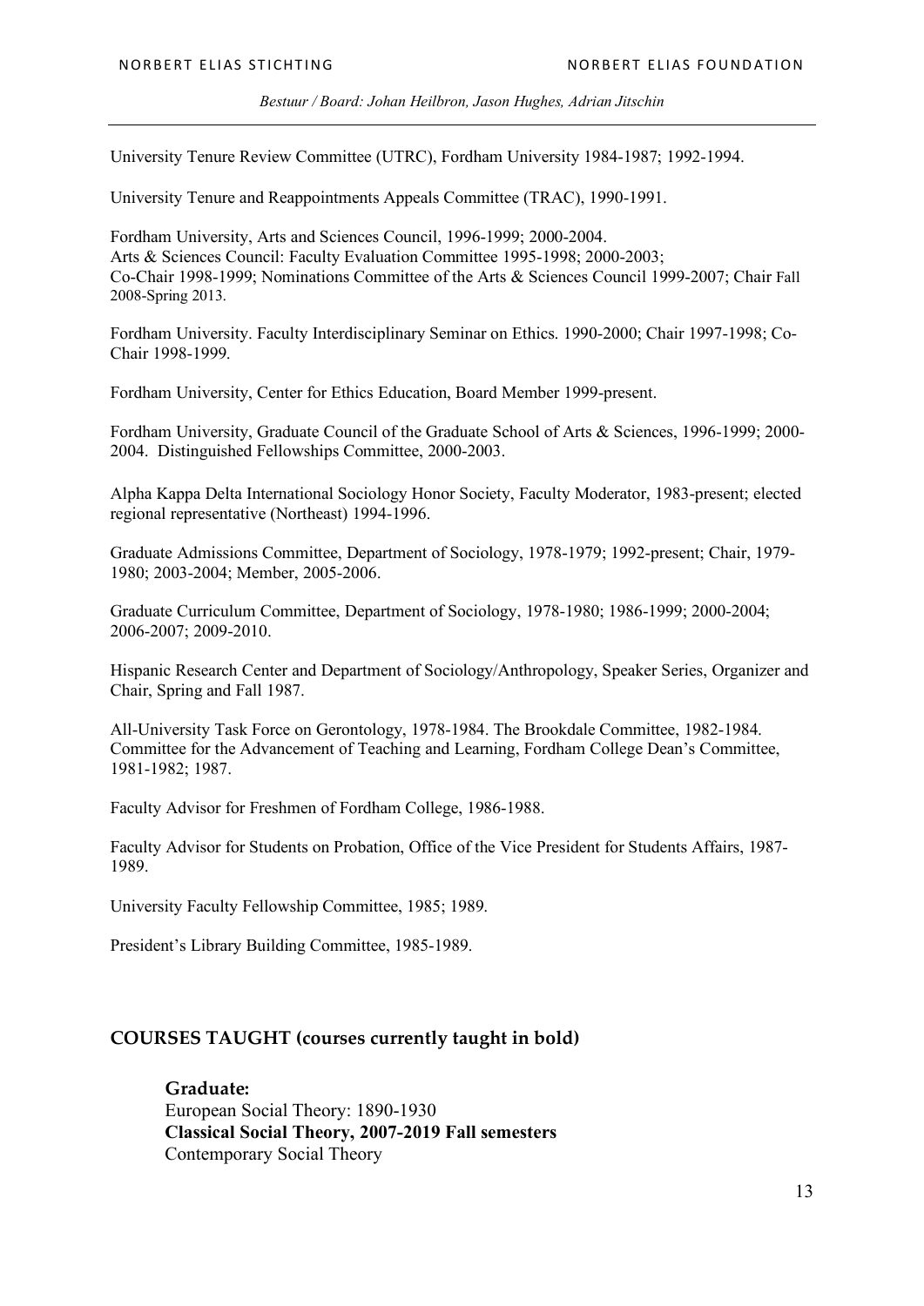University Tenure Review Committee (UTRC), Fordham University 1984-1987; 1992-1994.

University Tenure and Reappointments Appeals Committee (TRAC), 1990-1991.

Fordham University, Arts and Sciences Council, 1996-1999; 2000-2004.
Arts & Sciences Council: Faculty Evaluation Committee 1995-1998; 2000-2003;
Co-Chair 1998-1999; Nominations Committee of the Arts & Sciences Council 1999-2007; Chair Fall 2008-Spring 2013.

Fordham University. Faculty Interdisciplinary Seminar on Ethics. 1990-2000; Chair 1997-1998; Co-Chair 1998-1999.

Fordham University, Center for Ethics Education, Board Member 1999-present.

Fordham University, Graduate Council of the Graduate School of Arts & Sciences, 1996-1999; 2000-2004. Distinguished Fellowships Committee, 2000-2003.

Alpha Kappa Delta International Sociology Honor Society, Faculty Moderator, 1983-present; elected regional representative (Northeast) 1994-1996.

Graduate Admissions Committee, Department of Sociology, 1978-1979; 1992-present; Chair, 1979-1980; 2003-2004; Member, 2005-2006.

Graduate Curriculum Committee, Department of Sociology, 1978-1980; 1986-1999; 2000-2004; 2006-2007; 2009-2010.

Hispanic Research Center and Department of Sociology/Anthropology, Speaker Series, Organizer and Chair, Spring and Fall 1987.

All-University Task Force on Gerontology, 1978-1984. The Brookdale Committee, 1982-1984.
Committee for the Advancement of Teaching and Learning, Fordham College Dean's Committee, 1981-1982; 1987.

Faculty Advisor for Freshmen of Fordham College, 1986-1988.

Faculty Advisor for Students on Probation, Office of the Vice President for Students Affairs, 1987-1989.

University Faculty Fellowship Committee, 1985; 1989.

President's Library Building Committee, 1985-1989.

## COURSES TAUGHT (courses currently taught in bold)

### Graduate:

European Social Theory: 1890-1930
**Classical Social Theory, 2007-2019 Fall semesters**
Contemporary Social Theory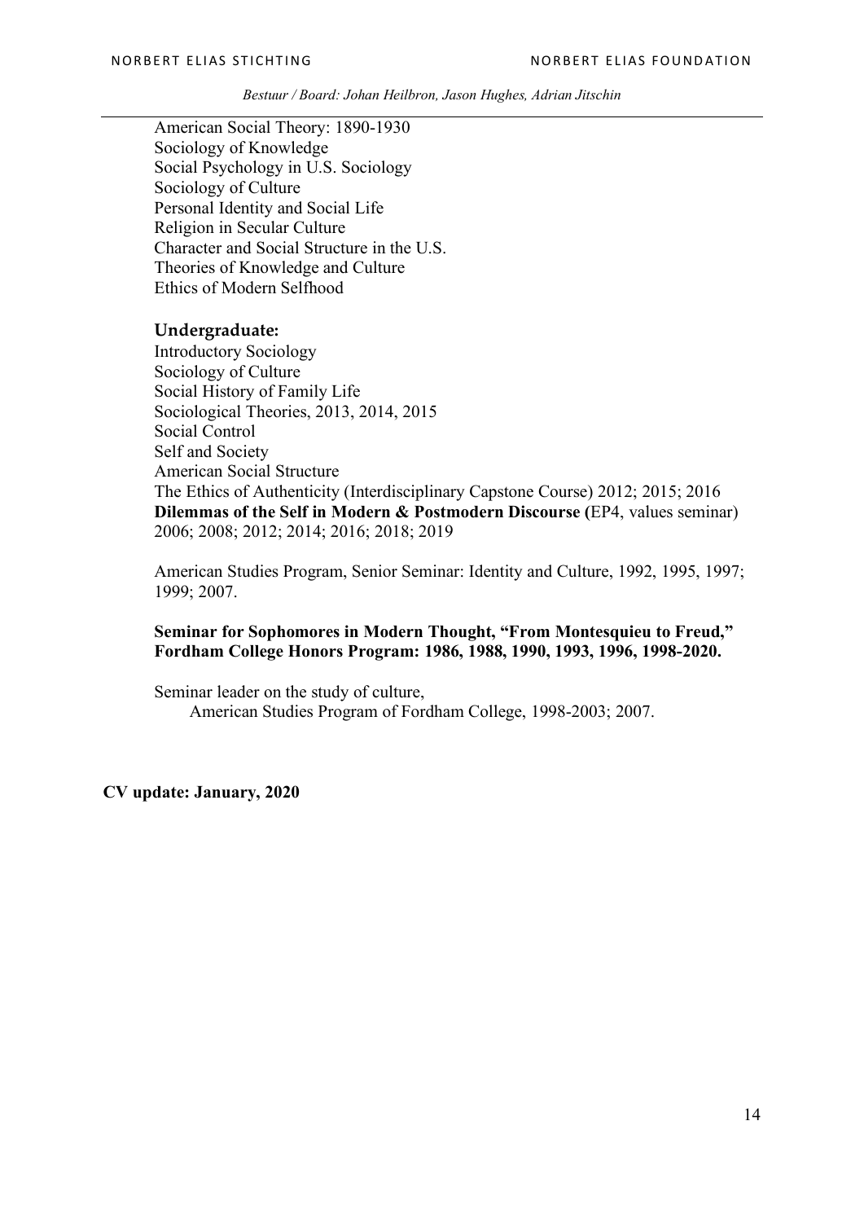American Social Theory: 1890-1930
Sociology of Knowledge
Social Psychology in U.S. Sociology
Sociology of Culture
Personal Identity and Social Life
Religion in Secular Culture
Character and Social Structure in the U.S.
Theories of Knowledge and Culture
Ethics of Modern Selfhood

**Undergraduate:**

Introductory Sociology
Sociology of Culture
Social History of Family Life
Sociological Theories, 2013, 2014, 2015
Social Control
Self and Society
American Social Structure
The Ethics of Authenticity (Interdisciplinary Capstone Course) 2012; 2015; 2016
**Dilemmas of the Self in Modern & Postmodern Discourse (**EP4, values seminar) 2006; 2008; 2012; 2014; 2016; 2018; 2019

American Studies Program, Senior Seminar: Identity and Culture, 1992, 1995, 1997; 1999; 2007.

**Seminar for Sophomores in Modern Thought, "From Montesquieu to Freud," Fordham College Honors Program: 1986, 1988, 1990, 1993, 1996, 1998-2020.**

Seminar leader on the study of culture,
American Studies Program of Fordham College, 1998-2003; 2007.

**CV update: January, 2020**